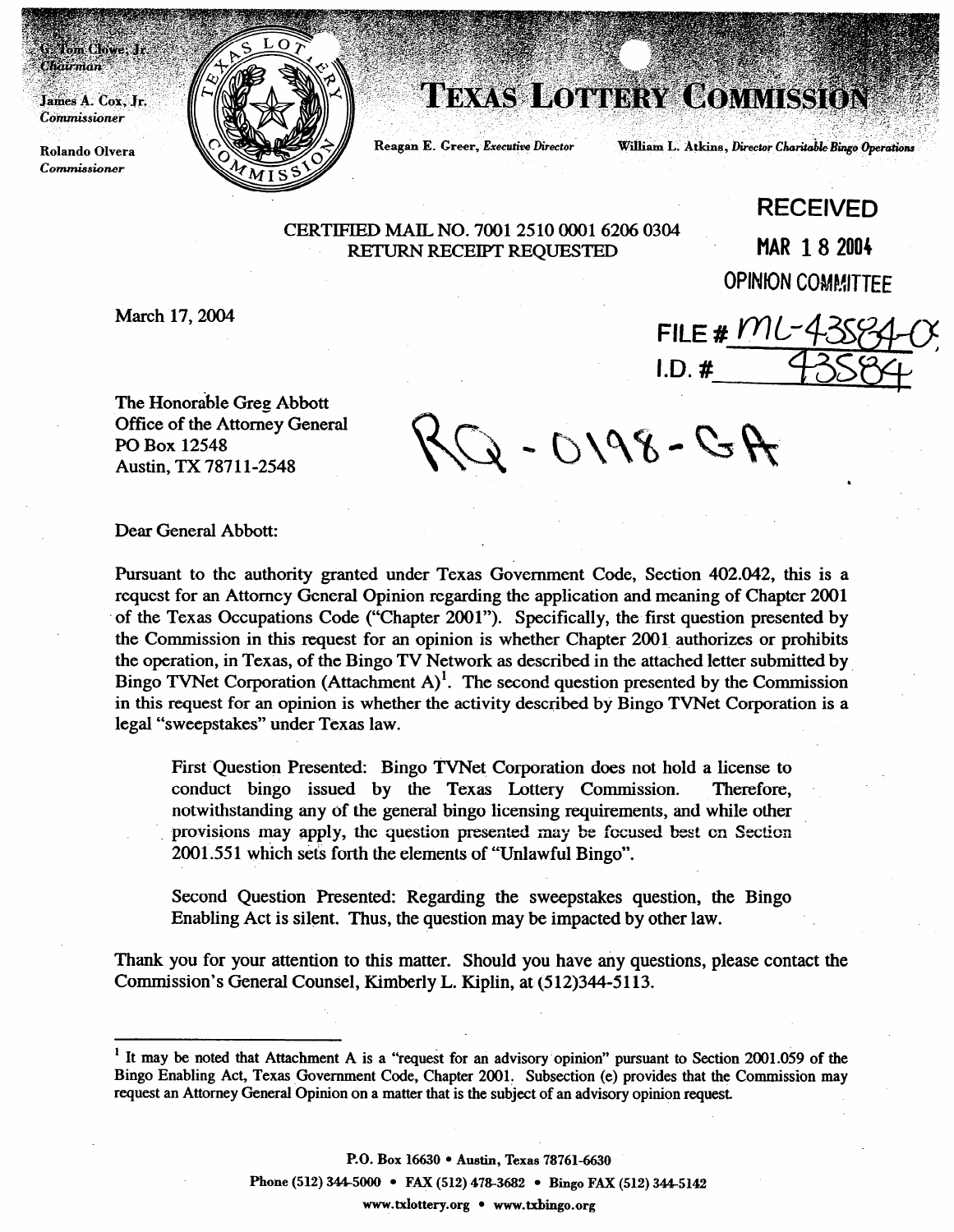G. Tom Clowe, Jr.
*Chairman*

James A. Cox, Jr.
*Commissioner*

Rolando Olvera
*Commissioner*

# TEXAS LOTTERY COMMISSION

Reagan E. Greer, *Executive Director* William L. Atkins, *Director Charitable Bingo Operations*

RECEIVED
MAR 18 2004
OPINION COMMITTEE

CERTIFIED MAIL NO. 7001 2510 0001 6206 0304
RETURN RECEIPT REQUESTED

FILE # ML-43584-04
I.D. # 43584

March 17, 2004

The Honorable Greg Abbott
Office of the Attorney General
PO Box 12548
Austin, TX 78711-2548

RQ-0198-GA

Dear General Abbott:

Pursuant to the authority granted under Texas Government Code, Section 402.042, this is a request for an Attorney General Opinion regarding the application and meaning of Chapter 2001 of the Texas Occupations Code ("Chapter 2001"). Specifically, the first question presented by the Commission in this request for an opinion is whether Chapter 2001 authorizes or prohibits the operation, in Texas, of the Bingo TV Network as described in the attached letter submitted by Bingo TVNet Corporation (Attachment A)[1]. The second question presented by the Commission in this request for an opinion is whether the activity described by Bingo TVNet Corporation is a legal "sweepstakes" under Texas law.

> First Question Presented: Bingo TVNet Corporation does not hold a license to conduct bingo issued by the Texas Lottery Commission. Therefore, notwithstanding any of the general bingo licensing requirements, and while other provisions may apply, the question presented may be focused best on Section 2001.551 which sets forth the elements of "Unlawful Bingo".
>
> Second Question Presented: Regarding the sweepstakes question, the Bingo Enabling Act is silent. Thus, the question may be impacted by other law.

Thank you for your attention to this matter. Should you have any questions, please contact the Commission's General Counsel, Kimberly L. Kiplin, at (512)344-5113.

---

[1] It may be noted that Attachment A is a "request for an advisory opinion" pursuant to Section 2001.059 of the Bingo Enabling Act, Texas Government Code, Chapter 2001. Subsection (e) provides that the Commission may request an Attorney General Opinion on a matter that is the subject of an advisory opinion request.

P.O. Box 16630 • Austin, Texas 78761-6630
Phone (512) 344-5000 • FAX (512) 478-3682 • Bingo FAX (512) 344-5142
www.txlottery.org • www.txbingo.org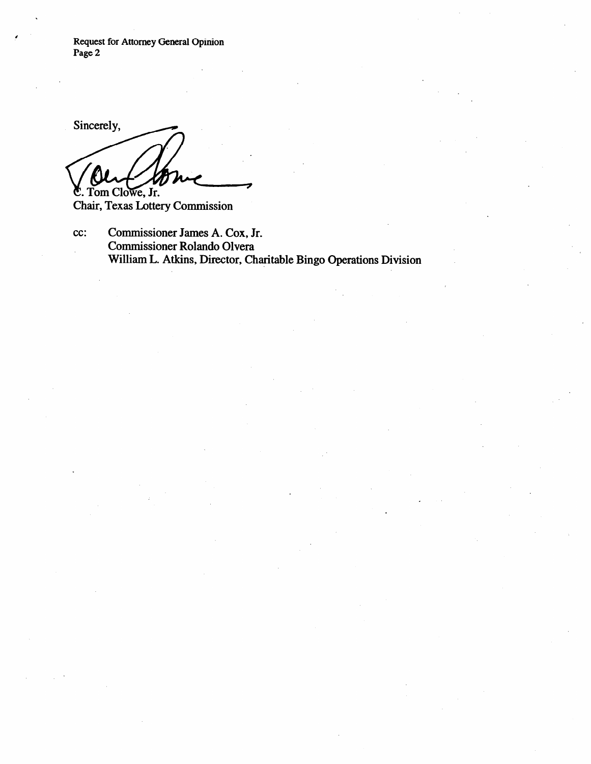Sincerely,

C. Tom Clowe, Jr.
Chair, Texas Lottery Commission

cc: Commissioner James A. Cox, Jr.
Commissioner Rolando Olvera
William L. Atkins, Director, Charitable Bingo Operations Division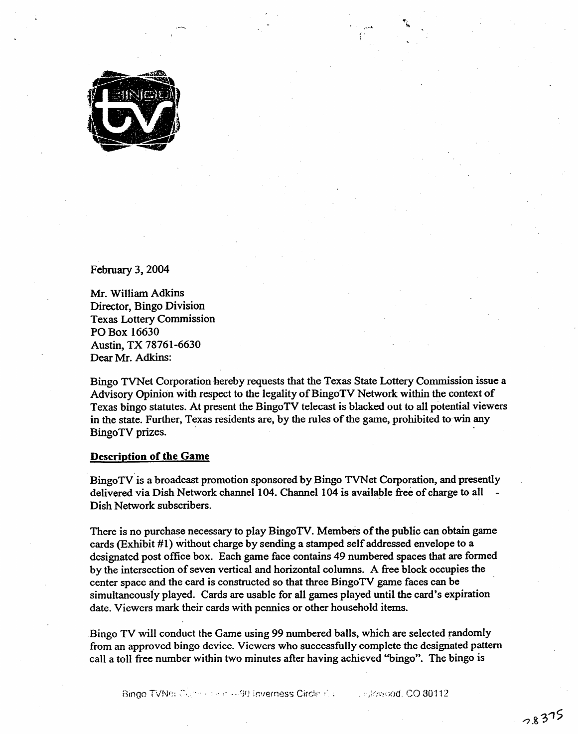February 3, 2004

Mr. William Adkins
Director, Bingo Division
Texas Lottery Commission
PO Box 16630
Austin, TX 78761-6630
Dear Mr. Adkins:

Bingo TVNet Corporation hereby requests that the Texas State Lottery Commission issue a Advisory Opinion with respect to the legality of BingoTV Network within the context of Texas bingo statutes. At present the BingoTV telecast is blacked out to all potential viewers in the state. Further, Texas residents are, by the rules of the game, prohibited to win any BingoTV prizes.

## Description of the Game

BingoTV is a broadcast promotion sponsored by Bingo TVNet Corporation, and presently delivered via Dish Network channel 104. Channel 104 is available free of charge to all Dish Network subscribers.

There is no purchase necessary to play BingoTV. Members of the public can obtain game cards (Exhibit #1) without charge by sending a stamped self addressed envelope to a designated post office box. Each game face contains 49 numbered spaces that are formed by the intersection of seven vertical and horizontal columns. A free block occupies the center space and the card is constructed so that three BingoTV game faces can be simultaneously played. Cards are usable for all games played until the card's expiration date. Viewers mark their cards with pennies or other household items.

Bingo TV will conduct the Game using 99 numbered balls, which are selected randomly from an approved bingo device. Viewers who successfully complete the designated pattern call a toll free number within two minutes after having achieved "bingo". The bingo is

Bingo TVNet Corporation ... 90 Inverness Circle ... Englewood, CO 80112

28375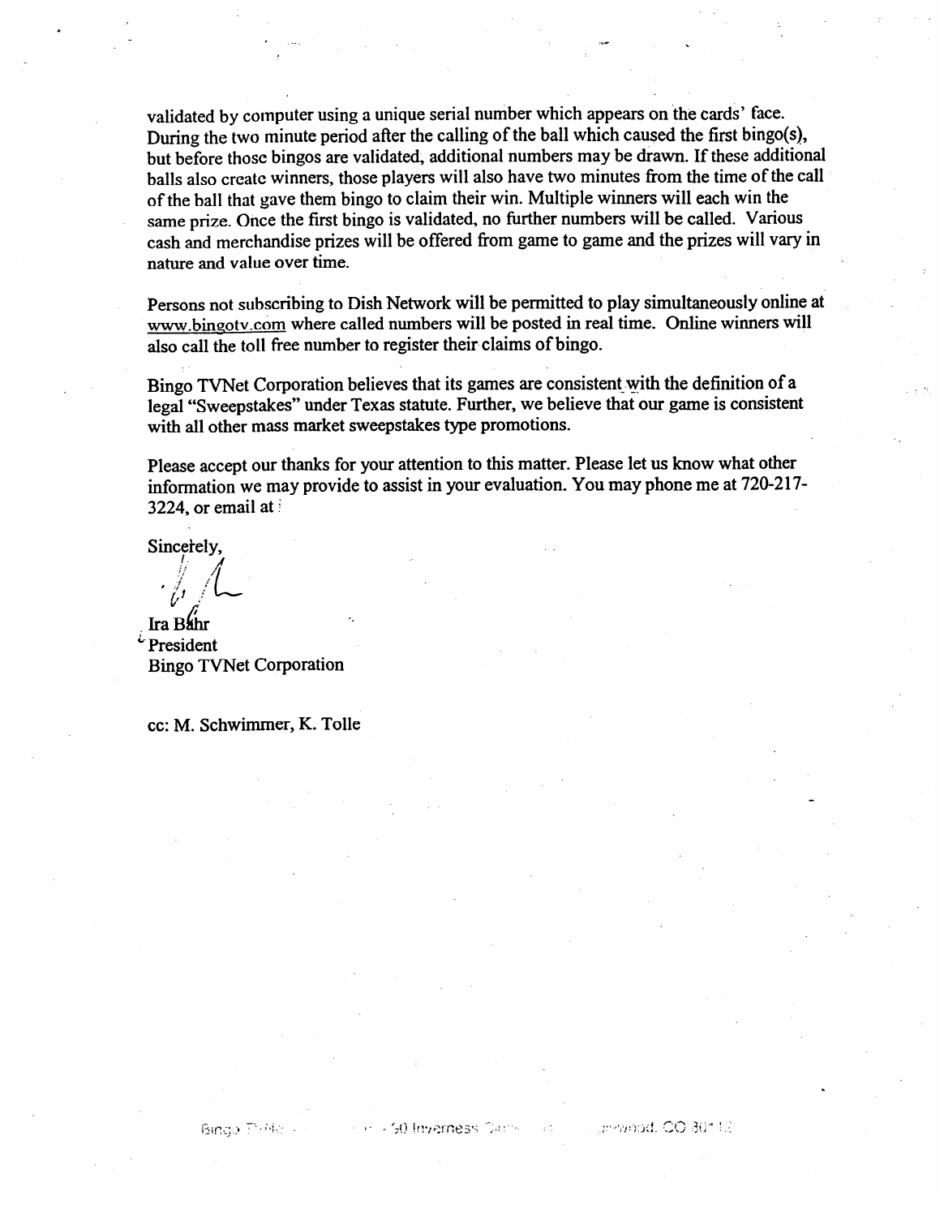validated by computer using a unique serial number which appears on the cards' face. During the two minute period after the calling of the ball which caused the first bingo(s), but before those bingos are validated, additional numbers may be drawn. If these additional balls also create winners, those players will also have two minutes from the time of the call of the ball that gave them bingo to claim their win. Multiple winners will each win the same prize. Once the first bingo is validated, no further numbers will be called. Various cash and merchandise prizes will be offered from game to game and the prizes will vary in nature and value over time.

Persons not subscribing to Dish Network will be permitted to play simultaneously online at www.bingotv.com where called numbers will be posted in real time. Online winners will also call the toll free number to register their claims of bingo.

Bingo TVNet Corporation believes that its games are consistent with the definition of a legal "Sweepstakes" under Texas statute. Further, we believe that our game is consistent with all other mass market sweepstakes type promotions.

Please accept our thanks for your attention to this matter. Please let us know what other information we may provide to assist in your evaluation. You may phone me at 720-217-3224, or email at

Sincerely,

Ira Bahr
President
Bingo TVNet Corporation

cc: M. Schwimmer, K. Tolle